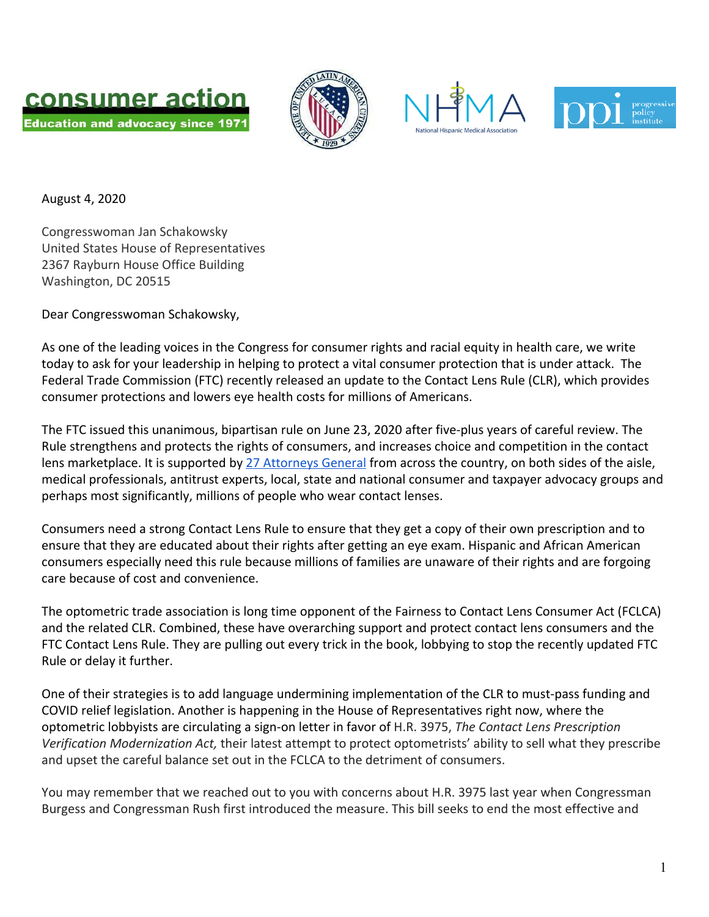consumer action
Education and advocacy since 1971

NHMA
National Hispanic Medical Association

ppi progressive policy institute

August 4, 2020

Congresswoman Jan Schakowsky
United States House of Representatives
2367 Rayburn House Office Building
Washington, DC 20515

Dear Congresswoman Schakowsky,

As one of the leading voices in the Congress for consumer rights and racial equity in health care, we write today to ask for your leadership in helping to protect a vital consumer protection that is under attack. The Federal Trade Commission (FTC) recently released an update to the Contact Lens Rule (CLR), which provides consumer protections and lowers eye health costs for millions of Americans.

The FTC issued this unanimous, bipartisan rule on June 23, 2020 after five-plus years of careful review. The Rule strengthens and protects the rights of consumers, and increases choice and competition in the contact lens marketplace. It is supported by 27 Attorneys General from across the country, on both sides of the aisle, medical professionals, antitrust experts, local, state and national consumer and taxpayer advocacy groups and perhaps most significantly, millions of people who wear contact lenses.

Consumers need a strong Contact Lens Rule to ensure that they get a copy of their own prescription and to ensure that they are educated about their rights after getting an eye exam. Hispanic and African American consumers especially need this rule because millions of families are unaware of their rights and are forgoing care because of cost and convenience.

The optometric trade association is long time opponent of the Fairness to Contact Lens Consumer Act (FCLCA) and the related CLR. Combined, these have overarching support and protect contact lens consumers and the FTC Contact Lens Rule. They are pulling out every trick in the book, lobbying to stop the recently updated FTC Rule or delay it further.

One of their strategies is to add language undermining implementation of the CLR to must-pass funding and COVID relief legislation. Another is happening in the House of Representatives right now, where the optometric lobbyists are circulating a sign-on letter in favor of H.R. 3975, *The Contact Lens Prescription Verification Modernization Act,* their latest attempt to protect optometrists' ability to sell what they prescribe and upset the careful balance set out in the FCLCA to the detriment of consumers.

You may remember that we reached out to you with concerns about H.R. 3975 last year when Congressman Burgess and Congressman Rush first introduced the measure. This bill seeks to end the most effective and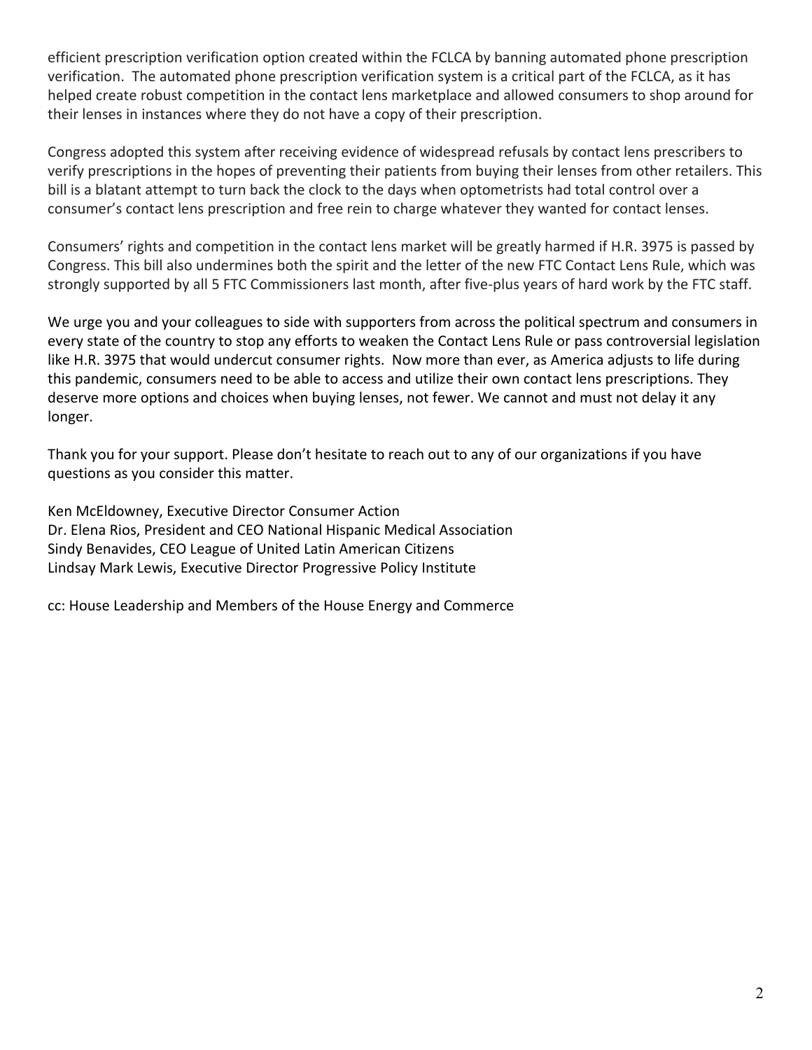efficient prescription verification option created within the FCLCA by banning automated phone prescription verification. The automated phone prescription verification system is a critical part of the FCLCA, as it has helped create robust competition in the contact lens marketplace and allowed consumers to shop around for their lenses in instances where they do not have a copy of their prescription.

Congress adopted this system after receiving evidence of widespread refusals by contact lens prescribers to verify prescriptions in the hopes of preventing their patients from buying their lenses from other retailers. This bill is a blatant attempt to turn back the clock to the days when optometrists had total control over a consumer's contact lens prescription and free rein to charge whatever they wanted for contact lenses.

Consumers' rights and competition in the contact lens market will be greatly harmed if H.R. 3975 is passed by Congress. This bill also undermines both the spirit and the letter of the new FTC Contact Lens Rule, which was strongly supported by all 5 FTC Commissioners last month, after five-plus years of hard work by the FTC staff.

We urge you and your colleagues to side with supporters from across the political spectrum and consumers in every state of the country to stop any efforts to weaken the Contact Lens Rule or pass controversial legislation like H.R. 3975 that would undercut consumer rights. Now more than ever, as America adjusts to life during this pandemic, consumers need to be able to access and utilize their own contact lens prescriptions. They deserve more options and choices when buying lenses, not fewer. We cannot and must not delay it any longer.

Thank you for your support. Please don't hesitate to reach out to any of our organizations if you have questions as you consider this matter.

Ken McEldowney, Executive Director Consumer Action
Dr. Elena Rios, President and CEO National Hispanic Medical Association
Sindy Benavides, CEO League of United Latin American Citizens
Lindsay Mark Lewis, Executive Director Progressive Policy Institute

cc: House Leadership and Members of the House Energy and Commerce